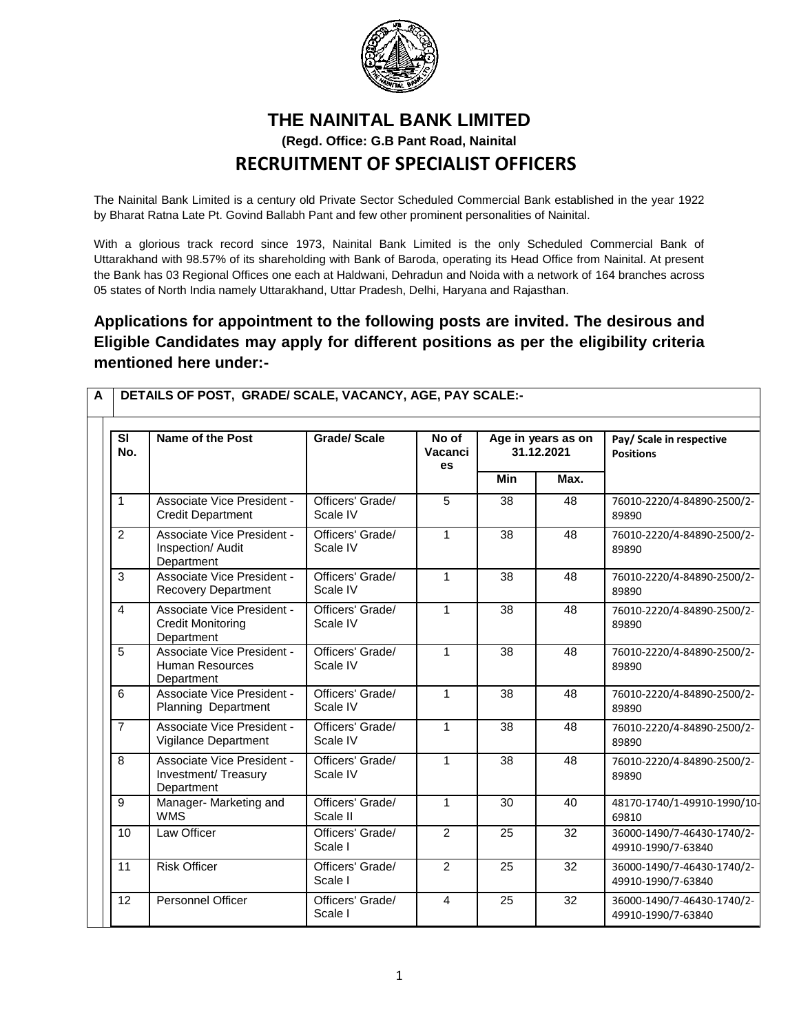# THE NAINITAL BANK LIMITED

**(Regd. Office: G.B Pant Road, Nainital**

## RECRUITMENT OF SPECIALIST OFFICERS

The Nainital Bank Limited is a century old Private Sector Scheduled Commercial Bank established in the year 1922 by Bharat Ratna Late Pt. Govind Ballabh Pant and few other prominent personalities of Nainital.

With a glorious track record since 1973, Nainital Bank Limited is the only Scheduled Commercial Bank of Uttarakhand with 98.57% of its shareholding with Bank of Baroda, operating its Head Office from Nainital. At present the Bank has 03 Regional Offices one each at Haldwani, Dehradun and Noida with a network of 164 branches across 05 states of North India namely Uttarakhand, Uttar Pradesh, Delhi, Haryana and Rajasthan.

### Applications for appointment to the following posts are invited. The desirous and Eligible Candidates may apply for different positions as per the eligibility criteria mentioned here under:-

**A DETAILS OF POST, GRADE/ SCALE, VACANCY, AGE, PAY SCALE:-**

| Sl No. | Name of the Post | Grade/ Scale | No of Vacancies | Age in years as on 31.12.2021 | | Pay/ Scale in respective Positions |
|---|---|---|---|---|---|---|
| | | | | Min | Max. | |
| 1 | Associate Vice President - Credit Department | Officers' Grade/ Scale IV | 5 | 38 | 48 | 76010-2220/4-84890-2500/2-89890 |
| 2 | Associate Vice President - Inspection/ Audit Department | Officers' Grade/ Scale IV | 1 | 38 | 48 | 76010-2220/4-84890-2500/2-89890 |
| 3 | Associate Vice President - Recovery Department | Officers' Grade/ Scale IV | 1 | 38 | 48 | 76010-2220/4-84890-2500/2-89890 |
| 4 | Associate Vice President - Credit Monitoring Department | Officers' Grade/ Scale IV | 1 | 38 | 48 | 76010-2220/4-84890-2500/2-89890 |
| 5 | Associate Vice President - Human Resources Department | Officers' Grade/ Scale IV | 1 | 38 | 48 | 76010-2220/4-84890-2500/2-89890 |
| 6 | Associate Vice President - Planning Department | Officers' Grade/ Scale IV | 1 | 38 | 48 | 76010-2220/4-84890-2500/2-89890 |
| 7 | Associate Vice President - Vigilance Department | Officers' Grade/ Scale IV | 1 | 38 | 48 | 76010-2220/4-84890-2500/2-89890 |
| 8 | Associate Vice President - Investment/ Treasury Department | Officers' Grade/ Scale IV | 1 | 38 | 48 | 76010-2220/4-84890-2500/2-89890 |
| 9 | Manager- Marketing and WMS | Officers' Grade/ Scale II | 1 | 30 | 40 | 48170-1740/1-49910-1990/10-69810 |
| 10 | Law Officer | Officers' Grade/ Scale I | 2 | 25 | 32 | 36000-1490/7-46430-1740/2-49910-1990/7-63840 |
| 11 | Risk Officer | Officers' Grade/ Scale I | 2 | 25 | 32 | 36000-1490/7-46430-1740/2-49910-1990/7-63840 |
| 12 | Personnel Officer | Officers' Grade/ Scale I | 4 | 25 | 32 | 36000-1490/7-46430-1740/2-49910-1990/7-63840 |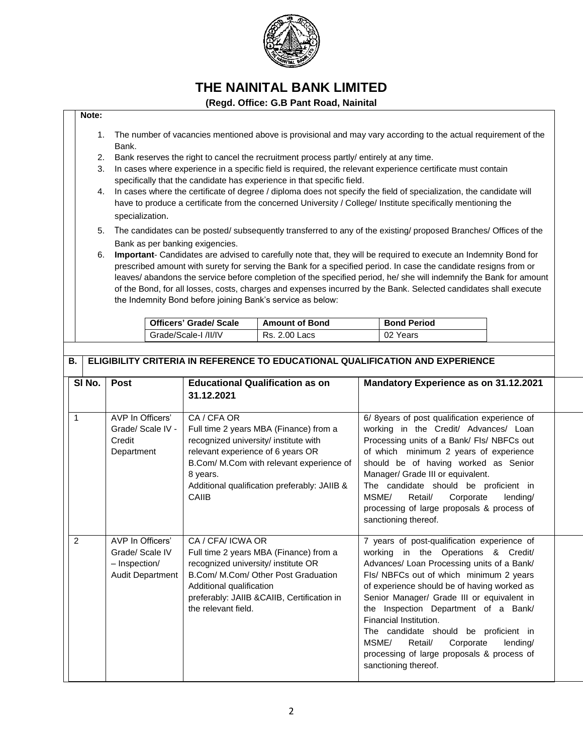# THE NAINITAL BANK LIMITED

**(Regd. Office: G.B Pant Road, Nainital**

**Note:**

1. The number of vacancies mentioned above is provisional and may vary according to the actual requirement of the Bank.
2. Bank reserves the right to cancel the recruitment process partly/ entirely at any time.
3. In cases where experience in a specific field is required, the relevant experience certificate must contain specifically that the candidate has experience in that specific field.
4. In cases where the certificate of degree / diploma does not specify the field of specialization, the candidate will have to produce a certificate from the concerned University / College/ Institute specifically mentioning the specialization.
5. The candidates can be posted/ subsequently transferred to any of the existing/ proposed Branches/ Offices of the Bank as per banking exigencies.
6. **Important**- Candidates are advised to carefully note that, they will be required to execute an Indemnity Bond for prescribed amount with surety for serving the Bank for a specified period. In case the candidate resigns from or leaves/ abandons the service before completion of the specified period, he/ she will indemnify the Bank for amount of the Bond, for all losses, costs, charges and expenses incurred by the Bank. Selected candidates shall execute the Indemnity Bond before joining Bank's service as below:

| Officers' Grade/ Scale | Amount of Bond | Bond Period |
|---|---|---|
| Grade/Scale-I /II/IV | Rs. 2.00 Lacs | 02 Years |

## B. ELIGIBILITY CRITERIA IN REFERENCE TO EDUCATIONAL QUALIFICATION AND EXPERIENCE

| Sl No. | Post | Educational Qualification as on 31.12.2021 | Mandatory Experience as on 31.12.2021 |
|---|---|---|---|
| 1 | AVP In Officers' Grade/ Scale IV - Credit Department | CA / CFA OR<br>Full time 2 years MBA (Finance) from a recognized university/ institute with relevant experience of 6 years OR<br>B.Com/ M.Com with relevant experience of 8 years.<br>Additional qualification preferably: JAIIB & CAIIB | 6/ 8years of post qualification experience of working in the Credit/ Advances/ Loan Processing units of a Bank/ FIs/ NBFCs out of which minimum 2 years of experience should be of having worked as Senior Manager/ Grade III or equivalent.<br>The candidate should be proficient in MSME/ Retail/ Corporate lending/ processing of large proposals & process of sanctioning thereof. |
| 2 | AVP In Officers' Grade/ Scale IV – Inspection/ Audit Department | CA / CFA/ ICWA OR<br>Full time 2 years MBA (Finance) from a recognized university/ institute OR<br>B.Com/ M.Com/ Other Post Graduation<br>Additional qualification preferably: JAIIB &CAIIB, Certification in the relevant field. | 7 years of post-qualification experience of working in the Operations & Credit/ Advances/ Loan Processing units of a Bank/ FIs/ NBFCs out of which minimum 2 years of experience should be of having worked as Senior Manager/ Grade III or equivalent in the Inspection Department of a Bank/ Financial Institution.<br>The candidate should be proficient in MSME/ Retail/ Corporate lending/ processing of large proposals & process of sanctioning thereof. |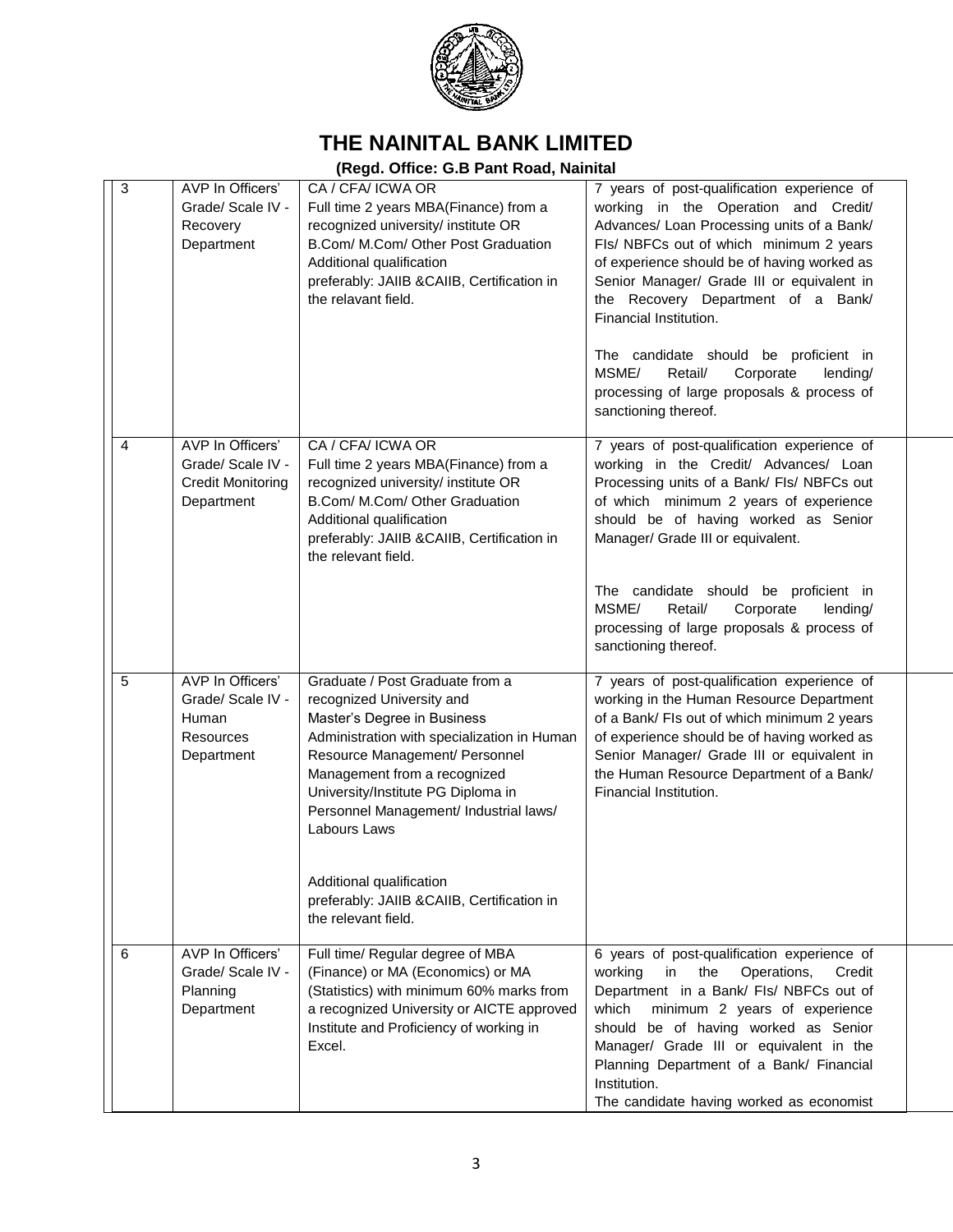# THE NAINITAL BANK LIMITED

**(Regd. Office: G.B Pant Road, Nainital)**

| | | | | |
|---|---|---|---|---|
| 3 | AVP In Officers' Grade/ Scale IV - Recovery Department | CA / CFA/ ICWA OR<br>Full time 2 years MBA(Finance) from a recognized university/ institute OR<br>B.Com/ M.Com/ Other Post Graduation<br>Additional qualification<br>preferably: JAIIB &CAIIB, Certification in the relavant field. | 7 years of post-qualification experience of working in the Operation and Credit/ Advances/ Loan Processing units of a Bank/ FIs/ NBFCs out of which minimum 2 years of experience should be of having worked as Senior Manager/ Grade III or equivalent in the Recovery Department of a Bank/ Financial Institution.<br><br>The candidate should be proficient in MSME/ Retail/ Corporate lending/ processing of large proposals & process of sanctioning thereof. | |
| 4 | AVP In Officers' Grade/ Scale IV - Credit Monitoring Department | CA / CFA/ ICWA OR<br>Full time 2 years MBA(Finance) from a recognized university/ institute OR<br>B.Com/ M.Com/ Other Graduation<br>Additional qualification<br>preferably: JAIIB &CAIIB, Certification in the relevant field. | 7 years of post-qualification experience of working in the Credit/ Advances/ Loan Processing units of a Bank/ FIs/ NBFCs out of which minimum 2 years of experience should be of having worked as Senior Manager/ Grade III or equivalent.<br><br>The candidate should be proficient in MSME/ Retail/ Corporate lending/ processing of large proposals & process of sanctioning thereof. | |
| 5 | AVP In Officers' Grade/ Scale IV - Human Resources Department | Graduate / Post Graduate from a recognized University and<br>Master's Degree in Business Administration with specialization in Human Resource Management/ Personnel Management from a recognized University/Institute PG Diploma in Personnel Management/ Industrial laws/ Labours Laws<br><br>Additional qualification<br>preferably: JAIIB &CAIIB, Certification in the relevant field. | 7 years of post-qualification experience of working in the Human Resource Department of a Bank/ FIs out of which minimum 2 years of experience should be of having worked as Senior Manager/ Grade III or equivalent in the Human Resource Department of a Bank/ Financial Institution. | |
| 6 | AVP In Officers' Grade/ Scale IV - Planning Department | Full time/ Regular degree of MBA (Finance) or MA (Economics) or MA (Statistics) with minimum 60% marks from a recognized University or AICTE approved Institute and Proficiency of working in Excel. | 6 years of post-qualification experience of working in the Operations, Credit Department in a Bank/ FIs/ NBFCs out of which minimum 2 years of experience should be of having worked as Senior Manager/ Grade III or equivalent in the Planning Department of a Bank/ Financial Institution.<br>The candidate having worked as economist | |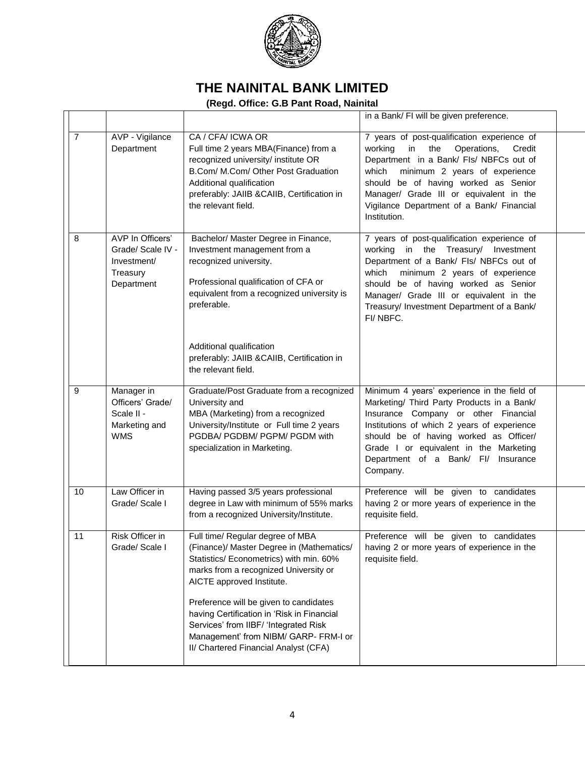# THE NAINITAL BANK LIMITED

**(Regd. Office: G.B Pant Road, Nainital)**

| | | | | |
|---|---|---|---|---|
| | | | in a Bank/ FI will be given preference. | |
| 7 | AVP - Vigilance Department | CA / CFA/ ICWA OR<br>Full time 2 years MBA(Finance) from a recognized university/ institute OR<br>B.Com/ M.Com/ Other Post Graduation<br>Additional qualification preferably: JAIIB &CAIIB, Certification in the relevant field. | 7 years of post-qualification experience of working in the Operations, Credit Department in a Bank/ FIs/ NBFCs out of which minimum 2 years of experience should be of having worked as Senior Manager/ Grade III or equivalent in the Vigilance Department of a Bank/ Financial Institution. | |
| 8 | AVP In Officers' Grade/ Scale IV - Investment/ Treasury Department | Bachelor/ Master Degree in Finance, Investment management from a recognized university.<br><br>Professional qualification of CFA or equivalent from a recognized university is preferable.<br><br>Additional qualification preferably: JAIIB &CAIIB, Certification in the relevant field. | 7 years of post-qualification experience of working in the Treasury/ Investment Department of a Bank/ FIs/ NBFCs out of which minimum 2 years of experience should be of having worked as Senior Manager/ Grade III or equivalent in the Treasury/ Investment Department of a Bank/ FI/ NBFC. | |
| 9 | Manager in Officers' Grade/ Scale II - Marketing and WMS | Graduate/Post Graduate from a recognized University and<br>MBA (Marketing) from a recognized University/Institute or Full time 2 years PGDBA/ PGDBM/ PGPM/ PGDM with specialization in Marketing. | Minimum 4 years' experience in the field of Marketing/ Third Party Products in a Bank/ Insurance Company or other Financial Institutions of which 2 years of experience should be of having worked as Officer/ Grade I or equivalent in the Marketing Department of a Bank/ FI/ Insurance Company. | |
| 10 | Law Officer in Grade/ Scale I | Having passed 3/5 years professional degree in Law with minimum of 55% marks from a recognized University/Institute. | Preference will be given to candidates having 2 or more years of experience in the requisite field. | |
| 11 | Risk Officer in Grade/ Scale I | Full time/ Regular degree of MBA (Finance)/ Master Degree in (Mathematics/ Statistics/ Econometrics) with min. 60% marks from a recognized University or AICTE approved Institute.<br><br>Preference will be given to candidates having Certification in 'Risk in Financial Services' from IIBF/ 'Integrated Risk Management' from NIBM/ GARP- FRM-I or II/ Chartered Financial Analyst (CFA) | Preference will be given to candidates having 2 or more years of experience in the requisite field. | |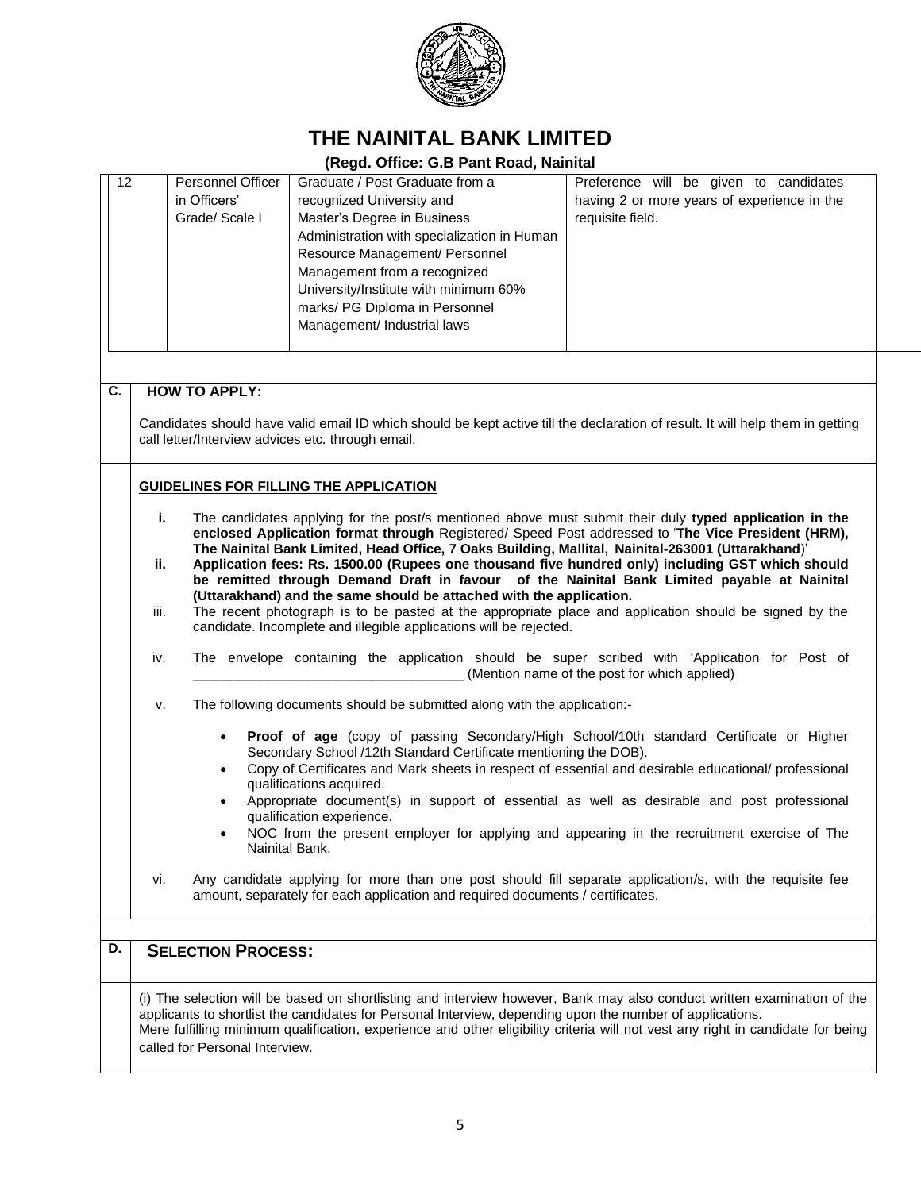# THE NAINITAL BANK LIMITED

**(Regd. Office: G.B Pant Road, Nainital)**

| | | | |
|---|---|---|---|
| 12 | Personnel Officer in Officers' Grade/ Scale I | Graduate / Post Graduate from a recognized University and Master's Degree in Business Administration with specialization in Human Resource Management/ Personnel Management from a recognized University/Institute with minimum 60% marks/ PG Diploma in Personnel Management/ Industrial laws | Preference will be given to candidates having 2 or more years of experience in the requisite field. |

## C. HOW TO APPLY:

Candidates should have valid email ID which should be kept active till the declaration of result. It will help them in getting call letter/Interview advices etc. through email.

### GUIDELINES FOR FILLING THE APPLICATION

i. The candidates applying for the post/s mentioned above must submit their duly **typed application in the enclosed Application format through** Registered/ Speed Post addressed to '**The Vice President (HRM), The Nainital Bank Limited, Head Office, 7 Oaks Building, Mallital, Nainital-263001 (Uttarakhand)**'

ii. **Application fees: Rs. 1500.00 (Rupees one thousand five hundred only) including GST which should be remitted through Demand Draft in favour of the Nainital Bank Limited payable at Nainital (Uttarakhand) and the same should be attached with the application.**

iii. The recent photograph is to be pasted at the appropriate place and application should be signed by the candidate. Incomplete and illegible applications will be rejected.

iv. The envelope containing the application should be super scribed with 'Application for Post of \_\_\_\_\_\_\_\_\_\_\_\_\_\_\_\_\_\_\_\_\_\_\_\_\_\_\_\_\_\_\_\_\_\_\_ (Mention name of the post for which applied)

v. The following documents should be submitted along with the application:-

- **Proof of age** (copy of passing Secondary/High School/10th standard Certificate or Higher Secondary School /12th Standard Certificate mentioning the DOB).
- Copy of Certificates and Mark sheets in respect of essential and desirable educational/ professional qualifications acquired.
- Appropriate document(s) in support of essential as well as desirable and post professional qualification experience.
- NOC from the present employer for applying and appearing in the recruitment exercise of The Nainital Bank.

vi. Any candidate applying for more than one post should fill separate application/s, with the requisite fee amount, separately for each application and required documents / certificates.

## D. SELECTION PROCESS:

(i) The selection will be based on shortlisting and interview however, Bank may also conduct written examination of the applicants to shortlist the candidates for Personal Interview, depending upon the number of applications.
Mere fulfilling minimum qualification, experience and other eligibility criteria will not vest any right in candidate for being called for Personal Interview.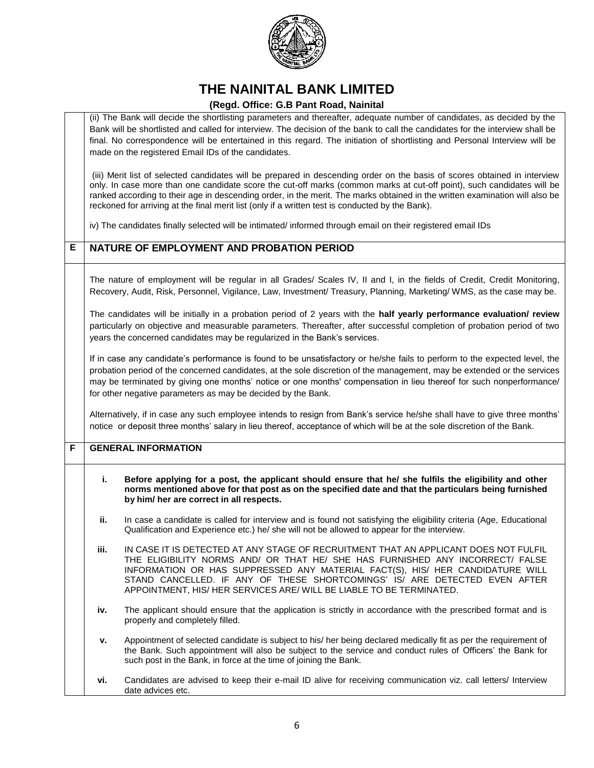# THE NAINITAL BANK LIMITED

**(Regd. Office: G.B Pant Road, Nainital**

(ii) The Bank will decide the shortlisting parameters and thereafter, adequate number of candidates, as decided by the Bank will be shortlisted and called for interview. The decision of the bank to call the candidates for the interview shall be final. No correspondence will be entertained in this regard. The initiation of shortlisting and Personal Interview will be made on the registered Email IDs of the candidates.

(iii) Merit list of selected candidates will be prepared in descending order on the basis of scores obtained in interview only. In case more than one candidate score the cut-off marks (common marks at cut-off point), such candidates will be ranked according to their age in descending order, in the merit. The marks obtained in the written examination will also be reckoned for arriving at the final merit list (only if a written test is conducted by the Bank).

iv) The candidates finally selected will be intimated/ informed through email on their registered email IDs

## E NATURE OF EMPLOYMENT AND PROBATION PERIOD

The nature of employment will be regular in all Grades/ Scales IV, II and I, in the fields of Credit, Credit Monitoring, Recovery, Audit, Risk, Personnel, Vigilance, Law, Investment/ Treasury, Planning, Marketing/ WMS, as the case may be.

The candidates will be initially in a probation period of 2 years with the **half yearly performance evaluation/ review** particularly on objective and measurable parameters. Thereafter, after successful completion of probation period of two years the concerned candidates may be regularized in the Bank's services.

If in case any candidate's performance is found to be unsatisfactory or he/she fails to perform to the expected level, the probation period of the concerned candidates, at the sole discretion of the management, may be extended or the services may be terminated by giving one months' notice or one months' compensation in lieu thereof for such nonperformance/ for other negative parameters as may be decided by the Bank.

Alternatively, if in case any such employee intends to resign from Bank's service he/she shall have to give three months' notice or deposit three months' salary in lieu thereof, acceptance of which will be at the sole discretion of the Bank.

## F GENERAL INFORMATION

i. **Before applying for a post, the applicant should ensure that he/ she fulfils the eligibility and other norms mentioned above for that post as on the specified date and that the particulars being furnished by him/ her are correct in all respects.**

ii. In case a candidate is called for interview and is found not satisfying the eligibility criteria (Age, Educational Qualification and Experience etc.) he/ she will not be allowed to appear for the interview.

iii. IN CASE IT IS DETECTED AT ANY STAGE OF RECRUITMENT THAT AN APPLICANT DOES NOT FULFIL THE ELIGIBILITY NORMS AND/ OR THAT HE/ SHE HAS FURNISHED ANY INCORRECT/ FALSE INFORMATION OR HAS SUPPRESSED ANY MATERIAL FACT(S), HIS/ HER CANDIDATURE WILL STAND CANCELLED. IF ANY OF THESE SHORTCOMINGS' IS/ ARE DETECTED EVEN AFTER APPOINTMENT, HIS/ HER SERVICES ARE/ WILL BE LIABLE TO BE TERMINATED.

iv. The applicant should ensure that the application is strictly in accordance with the prescribed format and is properly and completely filled.

v. Appointment of selected candidate is subject to his/ her being declared medically fit as per the requirement of the Bank. Such appointment will also be subject to the service and conduct rules of Officers' the Bank for such post in the Bank, in force at the time of joining the Bank.

vi. Candidates are advised to keep their e-mail ID alive for receiving communication viz. call letters/ Interview date advices etc.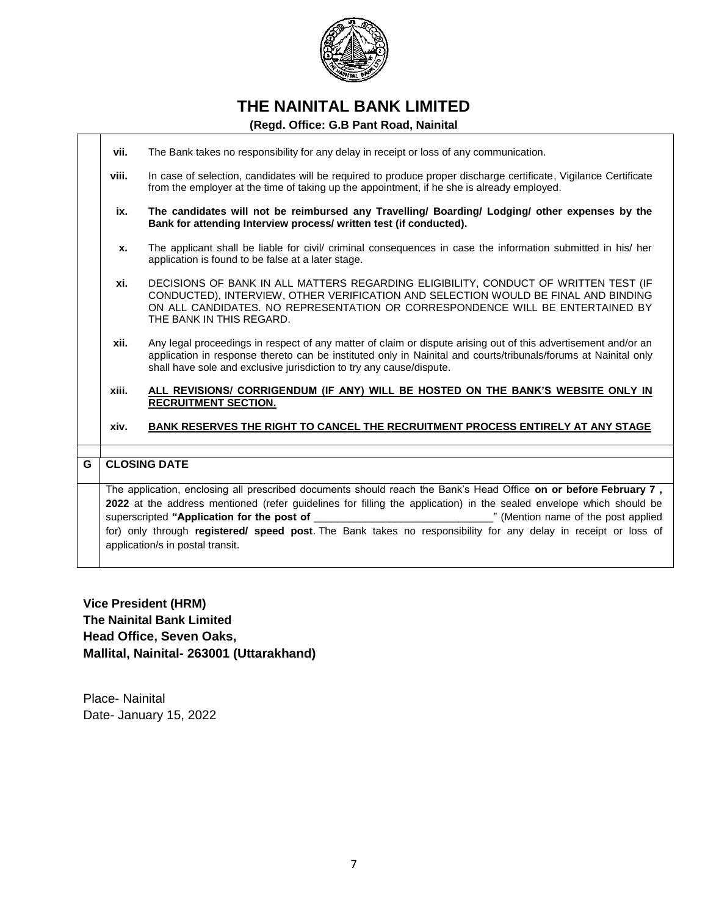# THE NAINITAL BANK LIMITED

**(Regd. Office: G.B Pant Road, Nainital**

vii. The Bank takes no responsibility for any delay in receipt or loss of any communication.

viii. In case of selection, candidates will be required to produce proper discharge certificate, Vigilance Certificate from the employer at the time of taking up the appointment, if he she is already employed.

ix. **The candidates will not be reimbursed any Travelling/ Boarding/ Lodging/ other expenses by the Bank for attending Interview process/ written test (if conducted).**

x. The applicant shall be liable for civil/ criminal consequences in case the information submitted in his/ her application is found to be false at a later stage.

xi. DECISIONS OF BANK IN ALL MATTERS REGARDING ELIGIBILITY, CONDUCT OF WRITTEN TEST (IF CONDUCTED), INTERVIEW, OTHER VERIFICATION AND SELECTION WOULD BE FINAL AND BINDING ON ALL CANDIDATES. NO REPRESENTATION OR CORRESPONDENCE WILL BE ENTERTAINED BY THE BANK IN THIS REGARD.

xii. Any legal proceedings in respect of any matter of claim or dispute arising out of this advertisement and/or an application in response thereto can be instituted only in Nainital and courts/tribunals/forums at Nainital only shall have sole and exclusive jurisdiction to try any cause/dispute.

xiii. **ALL REVISIONS/ CORRIGENDUM (IF ANY) WILL BE HOSTED ON THE BANK'S WEBSITE ONLY IN RECRUITMENT SECTION.**

xiv. **BANK RESERVES THE RIGHT TO CANCEL THE RECRUITMENT PROCESS ENTIRELY AT ANY STAGE**

## G CLOSING DATE

The application, enclosing all prescribed documents should reach the Bank's Head Office **on or before February 7 , 2022** at the address mentioned (refer guidelines for filling the application) in the sealed envelope which should be superscripted **"Application for the post of** ______________________________" (Mention name of the post applied for) only through **registered/ speed post**. The Bank takes no responsibility for any delay in receipt or loss of application/s in postal transit.

**Vice President (HRM)**
**The Nainital Bank Limited**
**Head Office, Seven Oaks,**
**Mallital, Nainital- 263001 (Uttarakhand)**

Place- Nainital
Date- January 15, 2022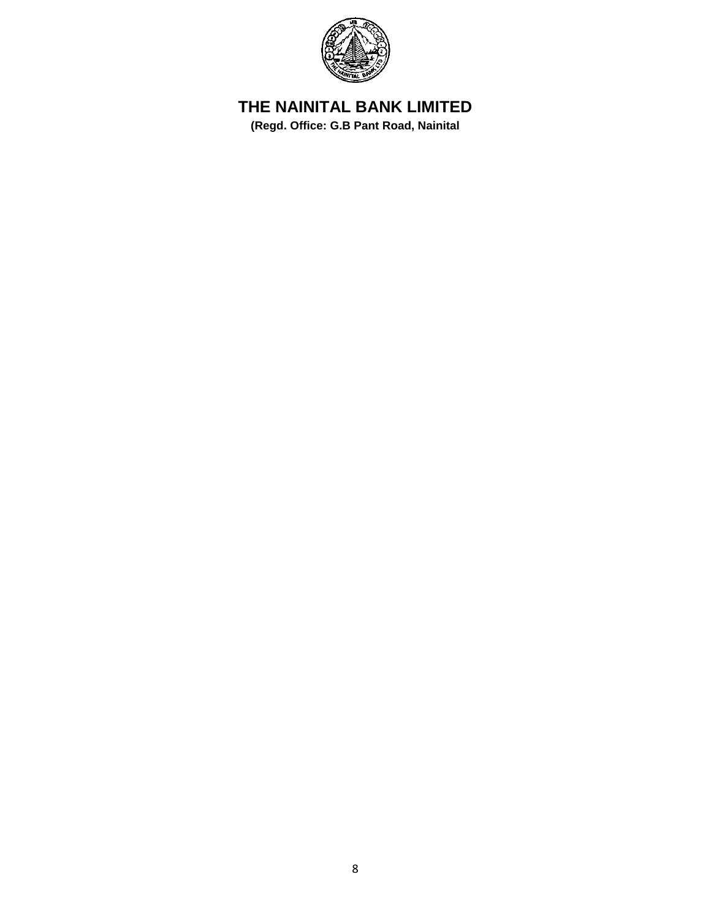# THE NAINITAL BANK LIMITED

**(Regd. Office: G.B Pant Road, Nainital**